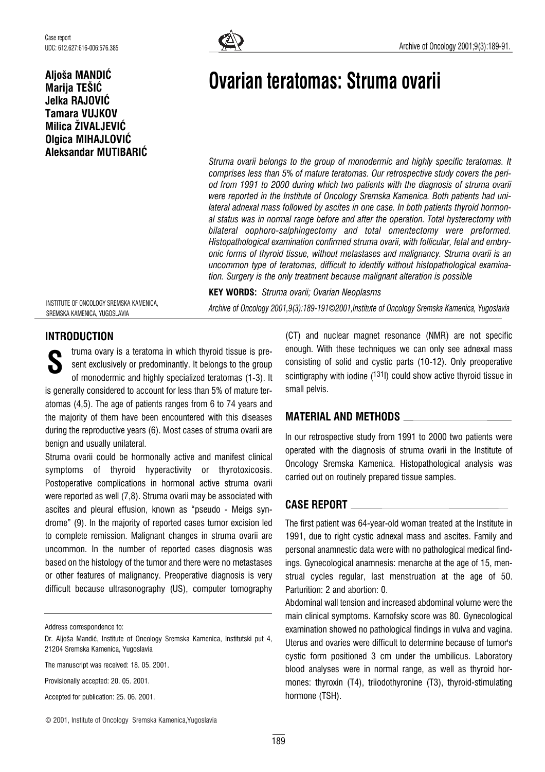Case report
UDC: 612.627:616-006:576.385

**Aljoša MANDIĆ**
**Marija TEŠIĆ**
**Jelka RAJOVIĆ**
**Tamara VUJKOV**
**Milica ŽIVALJEVIĆ**
**Olgica MIHAJLOVIĆ**
**Aleksandar MUTIBARIĆ**

INSTITUTE OF ONCOLOGY SREMSKA KAMENICA, SREMSKA KAMENICA, YUGOSLAVIA

# Ovarian teratomas: Struma ovarii

*Struma ovarii belongs to the group of monodermic and highly specific teratomas. It comprises less than 5% of mature teratomas. Our retrospective study covers the period from 1991 to 2000 during which two patients with the diagnosis of struma ovarii were reported in the Institute of Oncology Sremska Kamenica. Both patients had unilateral adnexal mass followed by ascites in one case. In both patients thyroid hormonal status was in normal range before and after the operation. Total hysterectomy with bilateral oophoro-salphingectomy and total omentectomy were preformed. Histopathological examination confirmed struma ovarii, with follicular, fetal and embryonic forms of thyroid tissue, without metastases and malignancy. Struma ovarii is an uncommon type of teratomas, difficult to identify without histopathological examination. Surgery is the only treatment because malignant alteration is possible*

**KEY WORDS:** *Struma ovarii; Ovarian Neoplasms*

*Archive of Oncology 2001,9(3):189-191©2001,Institute of Oncology Sremska Kamenica, Yugoslavia*

## INTRODUCTION

Struma ovary is a teratoma in which thyroid tissue is present exclusively or predominantly. It belongs to the group of monodermic and highly specialized teratomas (1-3). It is generally considered to account for less than 5% of mature teratomas (4,5). The age of patients ranges from 6 to 74 years and the majority of them have been encountered with this diseases during the reproductive years (6). Most cases of struma ovarii are benign and usually unilateral.

Struma ovarii could be hormonally active and manifest clinical symptoms of thyroid hyperactivity or thyrotoxicosis. Postoperative complications in hormonal active struma ovarii were reported as well (7,8). Struma ovarii may be associated with ascites and pleural effusion, known as "pseudo - Meigs syndrome" (9). In the majority of reported cases tumor excision led to complete remission. Malignant changes in struma ovarii are uncommon. In the number of reported cases diagnosis was based on the histology of the tumor and there were no metastases or other features of malignancy. Preoperative diagnosis is very difficult because ultrasonography (US), computer tomography (CT) and nuclear magnet resonance (NMR) are not specific enough. With these techniques we can only see adnexal mass consisting of solid and cystic parts (10-12). Only preoperative scintigraphy with iodine ($^{131}$I) could show active thyroid tissue in small pelvis.

## MATERIAL AND METHODS

In our retrospective study from 1991 to 2000 two patients were operated with the diagnosis of struma ovarii in the Institute of Oncology Sremska Kamenica. Histopathological analysis was carried out on routinely prepared tissue samples.

## CASE REPORT

The first patient was 64-year-old woman treated at the Institute in 1991, due to right cystic adnexal mass and ascites. Family and personal anamnestic data were with no pathological medical findings. Gynecological anamnesis: menarche at the age of 15, menstrual cycles regular, last menstruation at the age of 50. Parturition: 2 and abortion: 0.

Abdominal wall tension and increased abdominal volume were the main clinical symptoms. Karnofsky score was 80. Gynecological examination showed no pathological findings in vulva and vagina. Uterus and ovaries were difficult to determine because of tumor's cystic form positioned 3 cm under the umbilicus. Laboratory blood analyses were in normal range, as well as thyroid hormones: thyroxin (T4), triiodothyronine (T3), thyroid-stimulating hormone (TSH).

Address correspondence to:

Dr. Aljoša Mandić, Institute of Oncology Sremska Kamenica, Institutski put 4, 21204 Sremska Kamenica, Yugoslavia

The manuscript was received: 18. 05. 2001.

Provisionally accepted: 20. 05. 2001.

Accepted for publication: 25. 06. 2001.

© 2001, Institute of Oncology Sremska Kamenica,Yugoslavia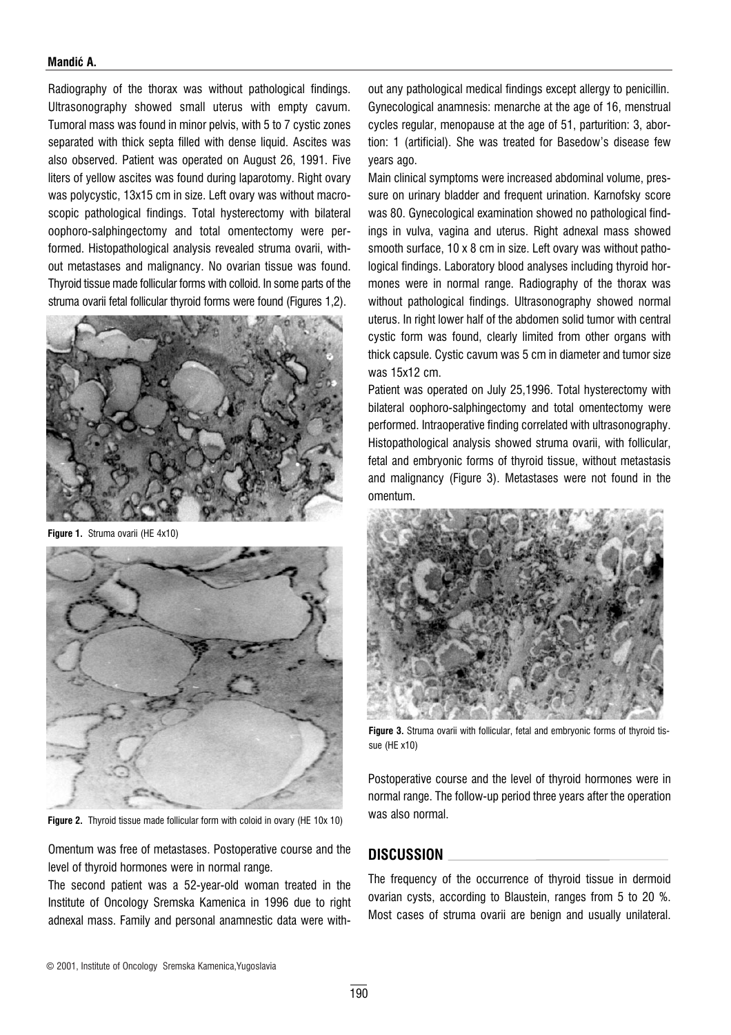Radiography of the thorax was without pathological findings. Ultrasonography showed small uterus with empty cavum. Tumoral mass was found in minor pelvis, with 5 to 7 cystic zones separated with thick septa filled with dense liquid. Ascites was also observed. Patient was operated on August 26, 1991. Five liters of yellow ascites was found during laparotomy. Right ovary was polycystic, 13x15 cm in size. Left ovary was without macroscopic pathological findings. Total hysterectomy with bilateral oophoro-salphingectomy and total omentectomy were performed. Histopathological analysis revealed struma ovarii, without metastases and malignancy. No ovarian tissue was found. Thyroid tissue made follicular forms with colloid. In some parts of the struma ovarii fetal follicular thyroid forms were found (Figures 1,2).

**Figure 1.** Struma ovarii (HE 4x10)

**Figure 2.** Thyroid tissue made follicular form with coloid in ovary (HE 10x 10)

Omentum was free of metastases. Postoperative course and the level of thyroid hormones were in normal range.

The second patient was a 52-year-old woman treated in the Institute of Oncology Sremska Kamenica in 1996 due to right adnexal mass. Family and personal anamnestic data were without any pathological medical findings except allergy to penicillin. Gynecological anamnesis: menarche at the age of 16, menstrual cycles regular, menopause at the age of 51, parturition: 3, abortion: 1 (artificial). She was treated for Basedow's disease few years ago.

Main clinical symptoms were increased abdominal volume, pressure on urinary bladder and frequent urination. Karnofsky score was 80. Gynecological examination showed no pathological findings in vulva, vagina and uterus. Right adnexal mass showed smooth surface, 10 x 8 cm in size. Left ovary was without pathological findings. Laboratory blood analyses including thyroid hormones were in normal range. Radiography of the thorax was without pathological findings. Ultrasonography showed normal uterus. In right lower half of the abdomen solid tumor with central cystic form was found, clearly limited from other organs with thick capsule. Cystic cavum was 5 cm in diameter and tumor size was 15x12 cm.

Patient was operated on July 25,1996. Total hysterectomy with bilateral oophoro-salphingectomy and total omentectomy were performed. Intraoperative finding correlated with ultrasonography. Histopathological analysis showed struma ovarii, with follicular, fetal and embryonic forms of thyroid tissue, without metastasis and malignancy (Figure 3). Metastases were not found in the omentum.

**Figure 3.** Struma ovarii with follicular, fetal and embryonic forms of thyroid tissue (HE x10)

Postoperative course and the level of thyroid hormones were in normal range. The follow-up period three years after the operation was also normal.

## DISCUSSION

The frequency of the occurrence of thyroid tissue in dermoid ovarian cysts, according to Blaustein, ranges from 5 to 20 %. Most cases of struma ovarii are benign and usually unilateral.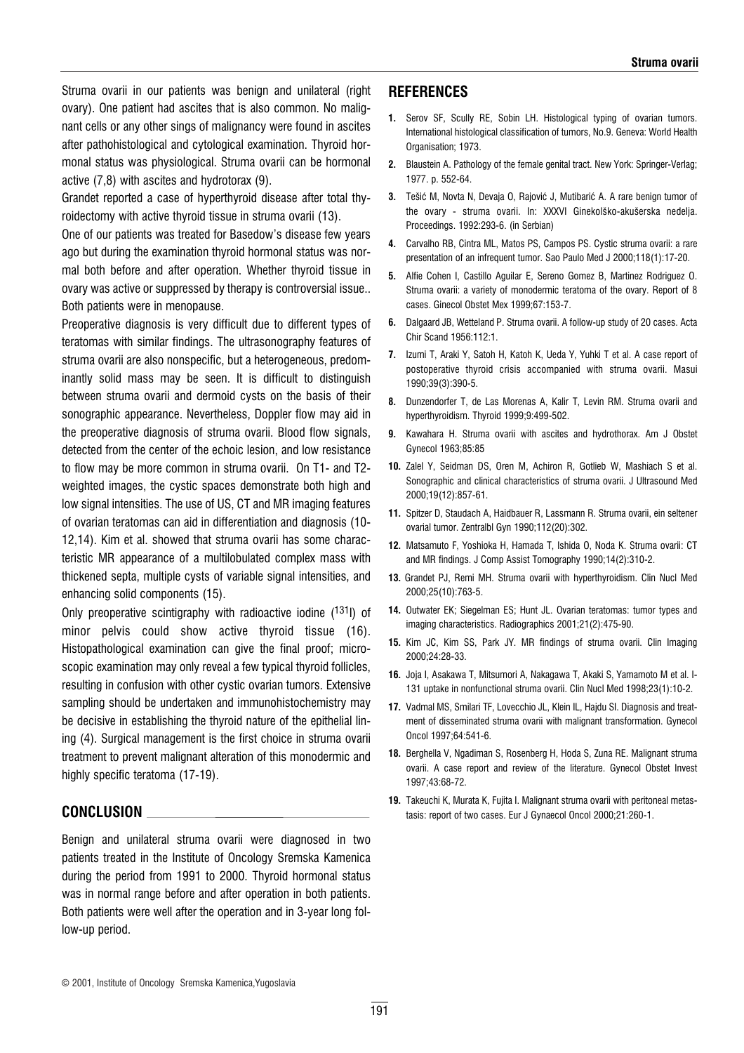Struma ovarii in our patients was benign and unilateral (right ovary). One patient had ascites that is also common. No malignant cells or any other sings of malignancy were found in ascites after pathohistological and cytological examination. Thyroid hormonal status was physiological. Struma ovarii can be hormonal active (7,8) with ascites and hydrotorax (9).

Grandet reported a case of hyperthyroid disease after total thyroidectomy with active thyroid tissue in struma ovarii (13).

One of our patients was treated for Basedow's disease few years ago but during the examination thyroid hormonal status was normal both before and after operation. Whether thyroid tissue in ovary was active or suppressed by therapy is controversial issue.. Both patients were in menopause.

Preoperative diagnosis is very difficult due to different types of teratomas with similar findings. The ultrasonography features of struma ovarii are also nonspecific, but a heterogeneous, predominantly solid mass may be seen. It is difficult to distinguish between struma ovarii and dermoid cysts on the basis of their sonographic appearance. Nevertheless, Doppler flow may aid in the preoperative diagnosis of struma ovarii. Blood flow signals, detected from the center of the echoic lesion, and low resistance to flow may be more common in struma ovarii. On T1- and T2-weighted images, the cystic spaces demonstrate both high and low signal intensities. The use of US, CT and MR imaging features of ovarian teratomas can aid in differentiation and diagnosis (10-12,14). Kim et al. showed that struma ovarii has some characteristic MR appearance of a multilobulated complex mass with thickened septa, multiple cysts of variable signal intensities, and enhancing solid components (15).

Only preoperative scintigraphy with radioactive iodine ($^{131}$I) of minor pelvis could show active thyroid tissue (16). Histopathological examination can give the final proof; microscopic examination may only reveal a few typical thyroid follicles, resulting in confusion with other cystic ovarian tumors. Extensive sampling should be undertaken and immunohistochemistry may be decisive in establishing the thyroid nature of the epithelial lining (4). Surgical management is the first choice in struma ovarii treatment to prevent malignant alteration of this monodermic and highly specific teratoma (17-19).

## CONCLUSION

Benign and unilateral struma ovarii were diagnosed in two patients treated in the Institute of Oncology Sremska Kamenica during the period from 1991 to 2000. Thyroid hormonal status was in normal range before and after operation in both patients. Both patients were well after the operation and in 3-year long follow-up period.

## REFERENCES

1. Serov SF, Scully RE, Sobin LH. Histological typing of ovarian tumors. International histological classification of tumors, No.9. Geneva: World Health Organisation; 1973.
2. Blaustein A. Pathology of the female genital tract. New York: Springer-Verlag; 1977. p. 552-64.
3. Tešić M, Novta N, Devaja O, Rajović J, Mutibarić A. A rare benign tumor of the ovary - struma ovarii. In: XXXVI Ginekološko-akušerska nedelja. Proceedings. 1992:293-6. (in Serbian)
4. Carvalho RB, Cintra ML, Matos PS, Campos PS. Cystic struma ovarii: a rare presentation of an infrequent tumor. Sao Paulo Med J 2000;118(1):17-20.
5. Alfie Cohen I, Castillo Aguilar E, Sereno Gomez B, Martinez Rodriguez O. Struma ovarii: a variety of monodermic teratoma of the ovary. Report of 8 cases. Ginecol Obstet Mex 1999;67:153-7.
6. Dalgaard JB, Wetteland P. Struma ovarii. A follow-up study of 20 cases. Acta Chir Scand 1956:112:1.
7. Izumi T, Araki Y, Satoh H, Katoh K, Ueda Y, Yuhki T et al. A case report of postoperative thyroid crisis accompanied with struma ovarii. Masui 1990;39(3):390-5.
8. Dunzendorfer T, de Las Morenas A, Kalir T, Levin RM. Struma ovarii and hyperthyroidism. Thyroid 1999;9:499-502.
9. Kawahara H. Struma ovarii with ascites and hydrothorax. Am J Obstet Gynecol 1963;85:85
10. Zalel Y, Seidman DS, Oren M, Achiron R, Gotlieb W, Mashiach S et al. Sonographic and clinical characteristics of struma ovarii. J Ultrasound Med 2000;19(12):857-61.
11. Spitzer D, Staudach A, Haidbauer R, Lassmann R. Struma ovarii, ein seltener ovarial tumor. Zentralbl Gyn 1990;112(20):302.
12. Matsamuto F, Yoshioka H, Hamada T, Ishida O, Noda K. Struma ovarii: CT and MR findings. J Comp Assist Tomography 1990;14(2):310-2.
13. Grandet PJ, Remi MH. Struma ovarii with hyperthyroidism. Clin Nucl Med 2000;25(10):763-5.
14. Outwater EK; Siegelman ES; Hunt JL. Ovarian teratomas: tumor types and imaging characteristics. Radiographics 2001;21(2):475-90.
15. Kim JC, Kim SS, Park JY. MR findings of struma ovarii. Clin Imaging 2000;24:28-33.
16. Joja I, Asakawa T, Mitsumori A, Nakagawa T, Akaki S, Yamamoto M et al. I-131 uptake in nonfunctional struma ovarii. Clin Nucl Med 1998;23(1):10-2.
17. Vadmal MS, Smilari TF, Lovecchio JL, Klein IL, Hajdu SI. Diagnosis and treatment of disseminated struma ovarii with malignant transformation. Gynecol Oncol 1997;64:541-6.
18. Berghella V, Ngadiman S, Rosenberg H, Hoda S, Zuna RE. Malignant struma ovarii. A case report and review of the literature. Gynecol Obstet Invest 1997;43:68-72.
19. Takeuchi K, Murata K, Fujita I. Malignant struma ovarii with peritoneal metastasis: report of two cases. Eur J Gynaecol Oncol 2000;21:260-1.

© 2001, Institute of Oncology Sremska Kamenica,Yugoslavia